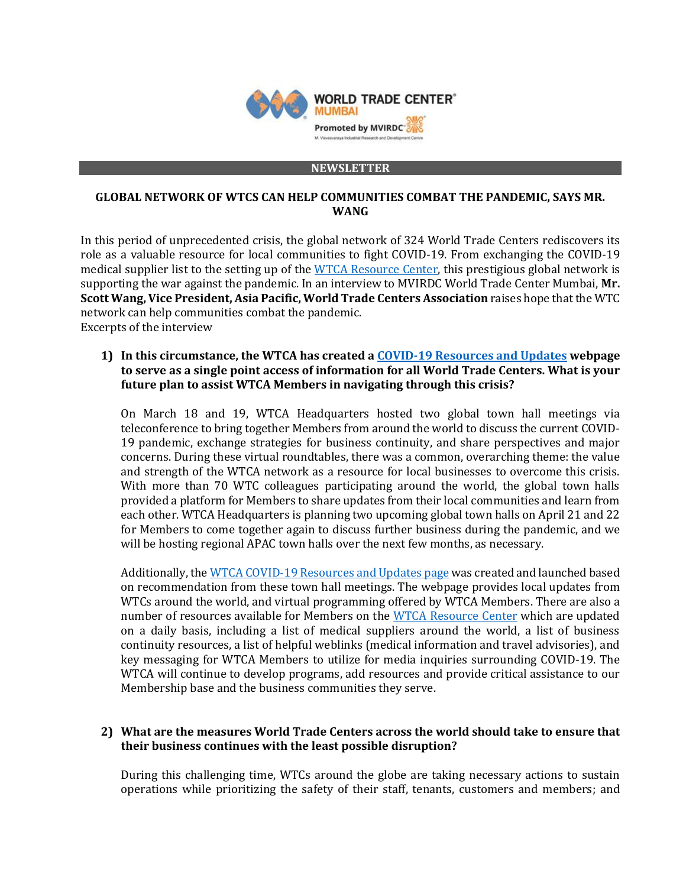WORLD TRADE CENTER®
MUMBAI
Promoted by MVIRDC
M. Visvesvaraya Industrial Research and Development Centre

**NEWSLETTER**

## GLOBAL NETWORK OF WTCS CAN HELP COMMUNITIES COMBAT THE PANDEMIC, SAYS MR. WANG

In this period of unprecedented crisis, the global network of 324 World Trade Centers rediscovers its role as a valuable resource for local communities to fight COVID-19. From exchanging the COVID-19 medical supplier list to the setting up of the WTCA Resource Center, this prestigious global network is supporting the war against the pandemic. In an interview to MVIRDC World Trade Center Mumbai, **Mr. Scott Wang, Vice President, Asia Pacific, World Trade Centers Association** raises hope that the WTC network can help communities combat the pandemic.
Excerpts of the interview

1) **In this circumstance, the WTCA has created a COVID-19 Resources and Updates webpage to serve as a single point access of information for all World Trade Centers. What is your future plan to assist WTCA Members in navigating through this crisis?**

   On March 18 and 19, WTCA Headquarters hosted two global town hall meetings via teleconference to bring together Members from around the world to discuss the current COVID-19 pandemic, exchange strategies for business continuity, and share perspectives and major concerns. During these virtual roundtables, there was a common, overarching theme: the value and strength of the WTCA network as a resource for local businesses to overcome this crisis. With more than 70 WTC colleagues participating around the world, the global town halls provided a platform for Members to share updates from their local communities and learn from each other. WTCA Headquarters is planning two upcoming global town halls on April 21 and 22 for Members to come together again to discuss further business during the pandemic, and we will be hosting regional APAC town halls over the next few months, as necessary.

   Additionally, the WTCA COVID-19 Resources and Updates page was created and launched based on recommendation from these town hall meetings. The webpage provides local updates from WTCs around the world, and virtual programming offered by WTCA Members. There are also a number of resources available for Members on the WTCA Resource Center which are updated on a daily basis, including a list of medical suppliers around the world, a list of business continuity resources, a list of helpful weblinks (medical information and travel advisories), and key messaging for WTCA Members to utilize for media inquiries surrounding COVID-19. The WTCA will continue to develop programs, add resources and provide critical assistance to our Membership base and the business communities they serve.

2) **What are the measures World Trade Centers across the world should take to ensure that their business continues with the least possible disruption?**

   During this challenging time, WTCs around the globe are taking necessary actions to sustain operations while prioritizing the safety of their staff, tenants, customers and members; and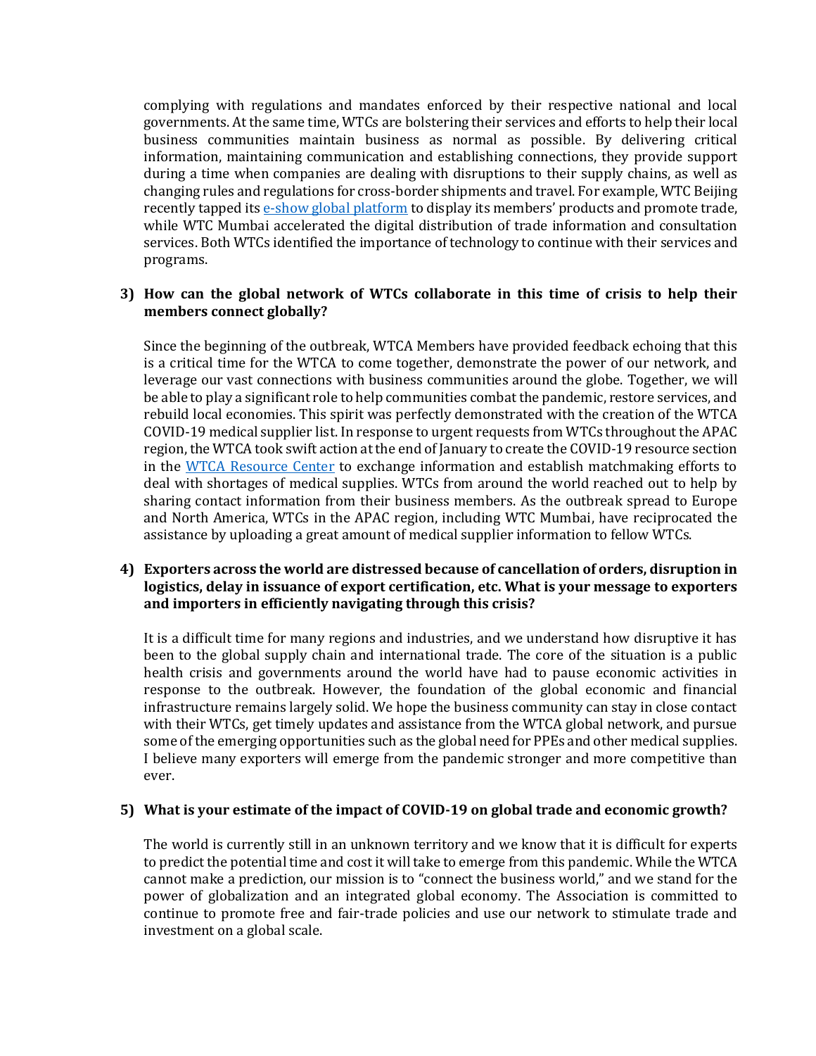complying with regulations and mandates enforced by their respective national and local governments. At the same time, WTCs are bolstering their services and efforts to help their local business communities maintain business as normal as possible. By delivering critical information, maintaining communication and establishing connections, they provide support during a time when companies are dealing with disruptions to their supply chains, as well as changing rules and regulations for cross-border shipments and travel. For example, WTC Beijing recently tapped its e-show global platform to display its members' products and promote trade, while WTC Mumbai accelerated the digital distribution of trade information and consultation services. Both WTCs identified the importance of technology to continue with their services and programs.

**3) How can the global network of WTCs collaborate in this time of crisis to help their members connect globally?**

Since the beginning of the outbreak, WTCA Members have provided feedback echoing that this is a critical time for the WTCA to come together, demonstrate the power of our network, and leverage our vast connections with business communities around the globe. Together, we will be able to play a significant role to help communities combat the pandemic, restore services, and rebuild local economies. This spirit was perfectly demonstrated with the creation of the WTCA COVID-19 medical supplier list. In response to urgent requests from WTCs throughout the APAC region, the WTCA took swift action at the end of January to create the COVID-19 resource section in the WTCA Resource Center to exchange information and establish matchmaking efforts to deal with shortages of medical supplies. WTCs from around the world reached out to help by sharing contact information from their business members. As the outbreak spread to Europe and North America, WTCs in the APAC region, including WTC Mumbai, have reciprocated the assistance by uploading a great amount of medical supplier information to fellow WTCs.

**4) Exporters across the world are distressed because of cancellation of orders, disruption in logistics, delay in issuance of export certification, etc. What is your message to exporters and importers in efficiently navigating through this crisis?**

It is a difficult time for many regions and industries, and we understand how disruptive it has been to the global supply chain and international trade. The core of the situation is a public health crisis and governments around the world have had to pause economic activities in response to the outbreak. However, the foundation of the global economic and financial infrastructure remains largely solid. We hope the business community can stay in close contact with their WTCs, get timely updates and assistance from the WTCA global network, and pursue some of the emerging opportunities such as the global need for PPEs and other medical supplies. I believe many exporters will emerge from the pandemic stronger and more competitive than ever.

**5) What is your estimate of the impact of COVID-19 on global trade and economic growth?**

The world is currently still in an unknown territory and we know that it is difficult for experts to predict the potential time and cost it will take to emerge from this pandemic. While the WTCA cannot make a prediction, our mission is to "connect the business world," and we stand for the power of globalization and an integrated global economy. The Association is committed to continue to promote free and fair-trade policies and use our network to stimulate trade and investment on a global scale.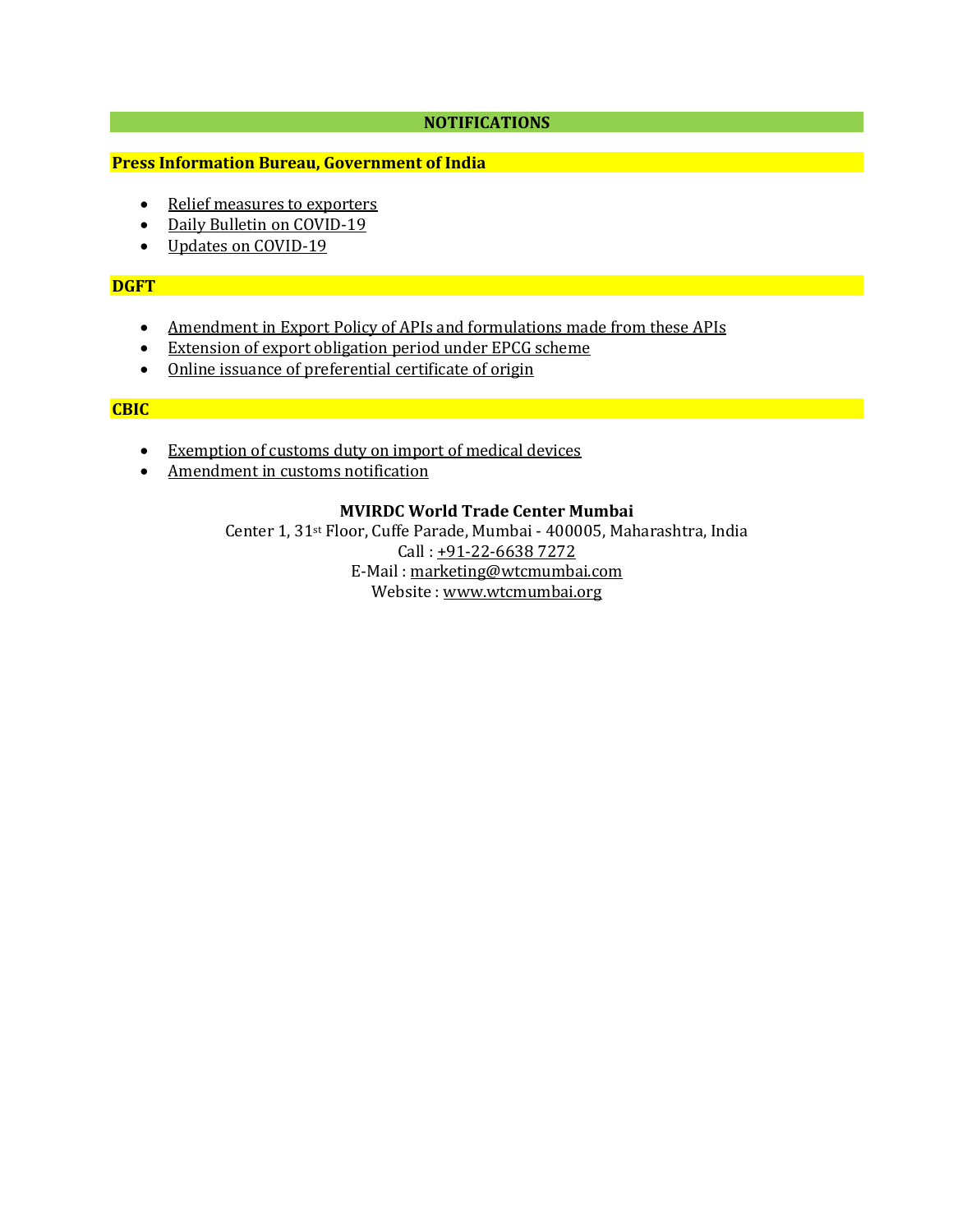## NOTIFICATIONS

### Press Information Bureau, Government of India

- Relief measures to exporters
- Daily Bulletin on COVID-19
- Updates on COVID-19

### DGFT

- Amendment in Export Policy of APIs and formulations made from these APIs
- Extension of export obligation period under EPCG scheme
- Online issuance of preferential certificate of origin

### CBIC

- Exemption of customs duty on import of medical devices
- Amendment in customs notification

**MVIRDC World Trade Center Mumbai**

Center 1, 31st Floor, Cuffe Parade, Mumbai - 400005, Maharashtra, India

Call : +91-22-6638 7272

E-Mail : marketing@wtcmumbai.com

Website : www.wtcmumbai.org